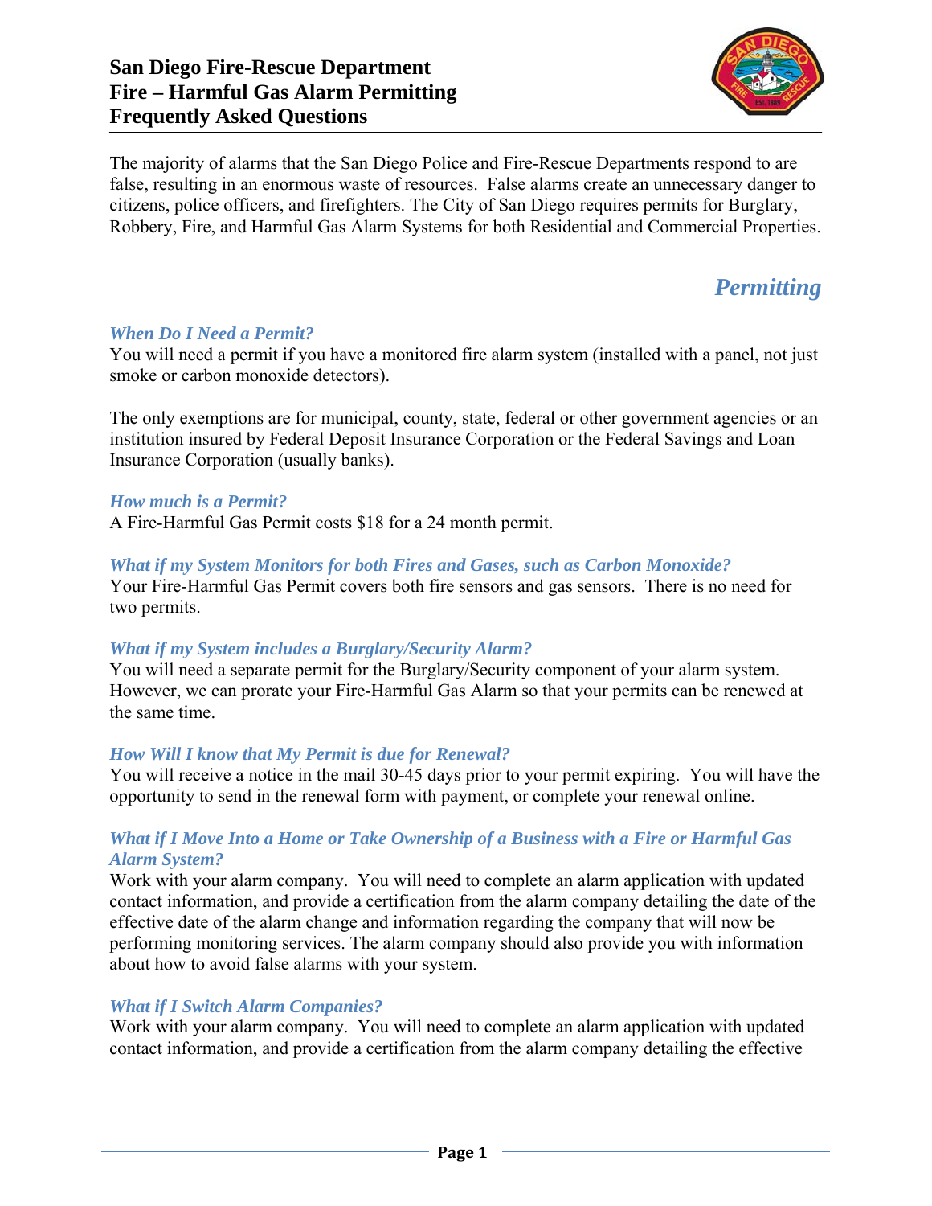# San Diego Fire-Rescue Department
# Fire – Harmful Gas Alarm Permitting
# Frequently Asked Questions

The majority of alarms that the San Diego Police and Fire-Rescue Departments respond to are false, resulting in an enormous waste of resources. False alarms create an unnecessary danger to citizens, police officers, and firefighters. The City of San Diego requires permits for Burglary, Robbery, Fire, and Harmful Gas Alarm Systems for both Residential and Commercial Properties.

## *Permitting*

### *When Do I Need a Permit?*

You will need a permit if you have a monitored fire alarm system (installed with a panel, not just smoke or carbon monoxide detectors).

The only exemptions are for municipal, county, state, federal or other government agencies or an institution insured by Federal Deposit Insurance Corporation or the Federal Savings and Loan Insurance Corporation (usually banks).

### *How much is a Permit?*

A Fire-Harmful Gas Permit costs $18 for a 24 month permit.

### *What if my System Monitors for both Fires and Gases, such as Carbon Monoxide?*

Your Fire-Harmful Gas Permit covers both fire sensors and gas sensors. There is no need for two permits.

### *What if my System includes a Burglary/Security Alarm?*

You will need a separate permit for the Burglary/Security component of your alarm system. However, we can prorate your Fire-Harmful Gas Alarm so that your permits can be renewed at the same time.

### *How Will I know that My Permit is due for Renewal?*

You will receive a notice in the mail 30-45 days prior to your permit expiring. You will have the opportunity to send in the renewal form with payment, or complete your renewal online.

### *What if I Move Into a Home or Take Ownership of a Business with a Fire or Harmful Gas Alarm System?*

Work with your alarm company. You will need to complete an alarm application with updated contact information, and provide a certification from the alarm company detailing the date of the effective date of the alarm change and information regarding the company that will now be performing monitoring services. The alarm company should also provide you with information about how to avoid false alarms with your system.

### *What if I Switch Alarm Companies?*

Work with your alarm company. You will need to complete an alarm application with updated contact information, and provide a certification from the alarm company detailing the effective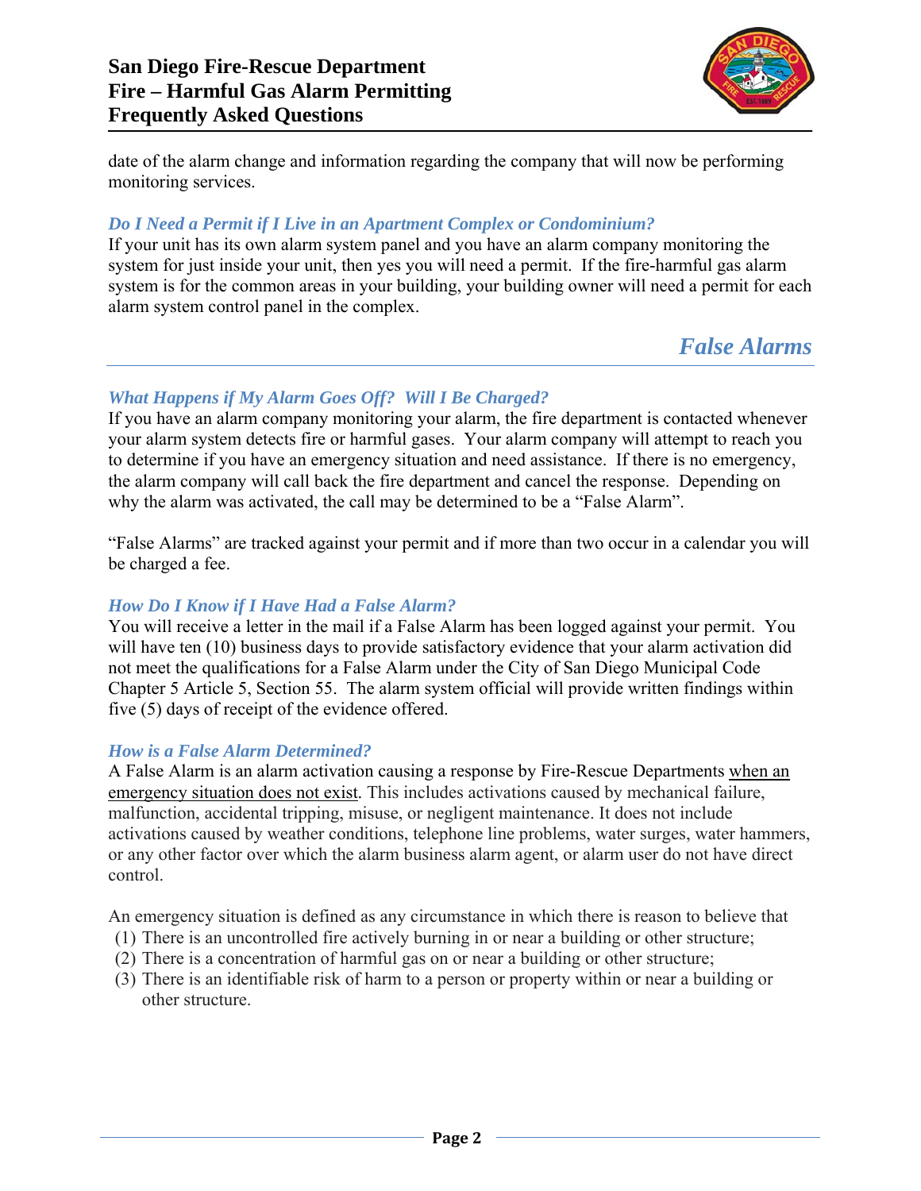date of the alarm change and information regarding the company that will now be performing monitoring services.

### *Do I Need a Permit if I Live in an Apartment Complex or Condominium?*

If your unit has its own alarm system panel and you have an alarm company monitoring the system for just inside your unit, then yes you will need a permit. If the fire-harmful gas alarm system is for the common areas in your building, your building owner will need a permit for each alarm system control panel in the complex.

## *False Alarms*

### *What Happens if My Alarm Goes Off? Will I Be Charged?*

If you have an alarm company monitoring your alarm, the fire department is contacted whenever your alarm system detects fire or harmful gases. Your alarm company will attempt to reach you to determine if you have an emergency situation and need assistance. If there is no emergency, the alarm company will call back the fire department and cancel the response. Depending on why the alarm was activated, the call may be determined to be a "False Alarm".

"False Alarms" are tracked against your permit and if more than two occur in a calendar you will be charged a fee.

### *How Do I Know if I Have Had a False Alarm?*

You will receive a letter in the mail if a False Alarm has been logged against your permit. You will have ten (10) business days to provide satisfactory evidence that your alarm activation did not meet the qualifications for a False Alarm under the City of San Diego Municipal Code Chapter 5 Article 5, Section 55. The alarm system official will provide written findings within five (5) days of receipt of the evidence offered.

### *How is a False Alarm Determined?*

A False Alarm is an alarm activation causing a response by Fire-Rescue Departments <u>when an emergency situation does not exist</u>. This includes activations caused by mechanical failure, malfunction, accidental tripping, misuse, or negligent maintenance. It does not include activations caused by weather conditions, telephone line problems, water surges, water hammers, or any other factor over which the alarm business alarm agent, or alarm user do not have direct control.

An emergency situation is defined as any circumstance in which there is reason to believe that

1. There is an uncontrolled fire actively burning in or near a building or other structure;
2. There is a concentration of harmful gas on or near a building or other structure;
3. There is an identifiable risk of harm to a person or property within or near a building or other structure.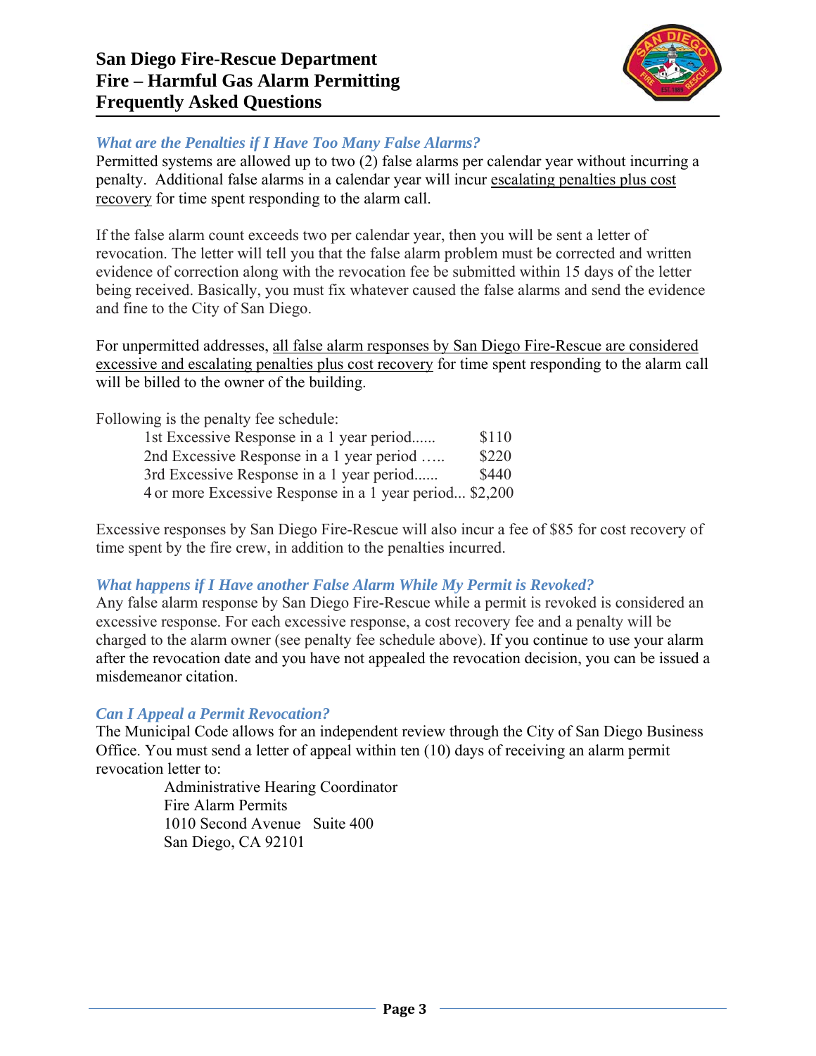# San Diego Fire-Rescue Department
# Fire – Harmful Gas Alarm Permitting
# Frequently Asked Questions

### *What are the Penalties if I Have Too Many False Alarms?*

Permitted systems are allowed up to two (2) false alarms per calendar year without incurring a penalty. Additional false alarms in a calendar year will incur escalating penalties plus cost recovery for time spent responding to the alarm call.

If the false alarm count exceeds two per calendar year, then you will be sent a letter of revocation. The letter will tell you that the false alarm problem must be corrected and written evidence of correction along with the revocation fee be submitted within 15 days of the letter being received. Basically, you must fix whatever caused the false alarms and send the evidence and fine to the City of San Diego.

For unpermitted addresses, all false alarm responses by San Diego Fire-Rescue are considered excessive and escalating penalties plus cost recovery for time spent responding to the alarm call will be billed to the owner of the building.

Following is the penalty fee schedule:

| | |
|---|---|
| 1st Excessive Response in a 1 year period...... | $110 |
| 2nd Excessive Response in a 1 year period ….. | $220 |
| 3rd Excessive Response in a 1 year period...... | $440 |
| 4 or more Excessive Response in a 1 year period... | $2,200 |

Excessive responses by San Diego Fire-Rescue will also incur a fee of $85 for cost recovery of time spent by the fire crew, in addition to the penalties incurred.

### *What happens if I Have another False Alarm While My Permit is Revoked?*

Any false alarm response by San Diego Fire-Rescue while a permit is revoked is considered an excessive response. For each excessive response, a cost recovery fee and a penalty will be charged to the alarm owner (see penalty fee schedule above). If you continue to use your alarm after the revocation date and you have not appealed the revocation decision, you can be issued a misdemeanor citation.

### *Can I Appeal a Permit Revocation?*

The Municipal Code allows for an independent review through the City of San Diego Business Office. You must send a letter of appeal within ten (10) days of receiving an alarm permit revocation letter to:

Administrative Hearing Coordinator
Fire Alarm Permits
1010 Second Avenue Suite 400
San Diego, CA 92101